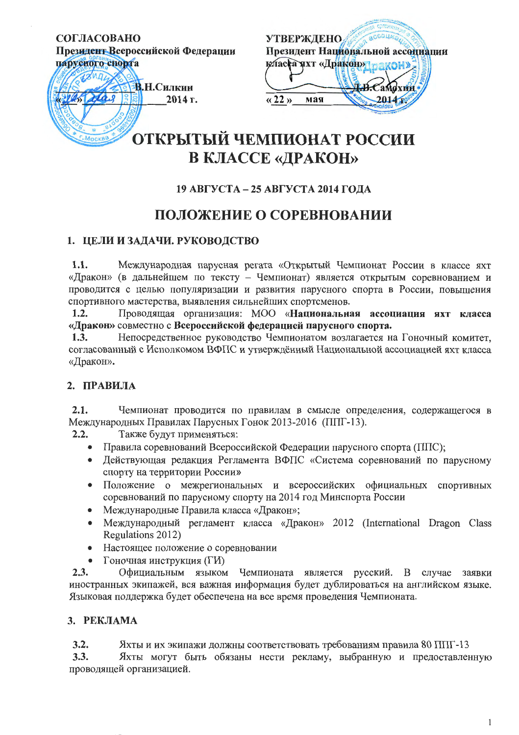**СОГЛАСОВАНО**
**Президент Всероссийской Федерации парусного спорта**

**В.Н.Силкин**
«__» ____ 2014 г.

**УТВЕРЖДЕНО**
**Президент Национальной ассоциации класса яхт «Дракон»**

**Д.В.Самохин**
«22» мая 2014 г.

# ОТКРЫТЫЙ ЧЕМПИОНАТ РОССИИ В КЛАССЕ «ДРАКОН»

**19 АВГУСТА – 25 АВГУСТА 2014 ГОДА**

# ПОЛОЖЕНИЕ О СОРЕВНОВАНИИ

## 1. ЦЕЛИ И ЗАДАЧИ. РУКОВОДСТВО

**1.1.** Международная парусная регата «Открытый Чемпионат России в классе яхт «Дракон» (в дальнейшем по тексту – Чемпионат) является открытым соревнованием и проводится с целью популяризации и развития парусного спорта в России, повышения спортивного мастерства, выявления сильнейших спортсменов.

**1.2.** Проводящая организация: МОО «**Национальная ассоциация яхт класса «Дракон»** совместно с **Всероссийской федерацией парусного спорта.**

**1.3.** Непосредственное руководство Чемпионатом возлагается на Гоночный комитет, согласованный с Исполкомом ВФПС и утверждённый Национальной ассоциацией яхт класса «Дракон».

## 2. ПРАВИЛА

**2.1.** Чемпионат проводится по правилам в смысле определения, содержащегося в Международных Правилах Парусных Гонок 2013-2016 (ППГ-13).

**2.2.** Также будут применяться:

- Правила соревнований Всероссийской Федерации парусного спорта (ППС);
- Действующая редакция Регламента ВФПС «Система соревнований по парусному спорту на территории России»
- Положение о межрегиональных и всероссийских официальных спортивных соревнований по парусному спорту на 2014 год Минспорта России
- Международные Правила класса «Дракон»;
- Международный регламент класса «Дракон» 2012 (International Dragon Class Regulations 2012)
- Настоящее положение о соревновании
- Гоночная инструкция (ГИ)

**2.3.** Официальным языком Чемпионата является русский. В случае заявки иностранных экипажей, вся важная информация будет дублироваться на английском языке. Языковая поддержка будет обеспечена на все время проведения Чемпионата.

## 3. РЕКЛАМА

**3.2.** Яхты и их экипажи должны соответствовать требованиям правила 80 ППГ-13

**3.3.** Яхты могут быть обязаны нести рекламу, выбранную и предоставленную проводящей организацией.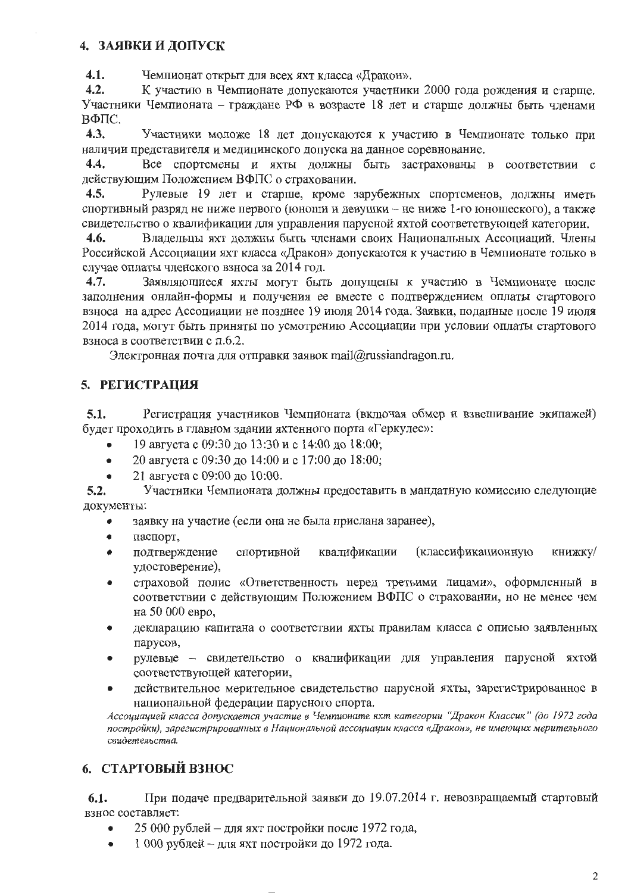## 4. ЗАЯВКИ И ДОПУСК

**4.1.** Чемпионат открыт для всех яхт класса «Дракон».

**4.2.** К участию в Чемпионате допускаются участники 2000 года рождения и старше. Участники Чемпионата – граждане РФ в возрасте 18 лет и старше должны быть членами ВФПС.

**4.3.** Участники моложе 18 лет допускаются к участию в Чемпионате только при наличии представителя и медицинского допуска на данное соревнование.

**4.4.** Все спортсмены и яхты должны быть застрахованы в соответствии с действующим Положением ВФПС о страховании.

**4.5.** Рулевые 19 лет и старше, кроме зарубежных спортсменов, должны иметь спортивный разряд не ниже первого (юноши и девушки – не ниже 1-го юношеского), а также свидетельство о квалификации для управления парусной яхтой соответствующей категории.

**4.6.** Владельцы яхт должны быть членами своих Национальных Ассоциаций. Члены Российской Ассоциации яхт класса «Дракон» допускаются к участию в Чемпионате только в случае оплаты членского взноса за 2014 год.

**4.7.** Заявляющиеся яхты могут быть допущены к участию в Чемпионате после заполнения онлайн-формы и получения ее вместе с подтверждением оплаты стартового взноса на адрес Ассоциации не позднее 19 июля 2014 года. Заявки, поданные после 19 июля 2014 года, могут быть приняты по усмотрению Ассоциации при условии оплаты стартового взноса в соответствии с п.6.2.

Электронная почта для отправки заявок mail@russiandragon.ru.

## 5. РЕГИСТРАЦИЯ

**5.1.** Регистрация участников Чемпионата (включая обмер и взвешивание экипажей) будет проходить в главном здании яхтенного порта «Геркулес»:

- 19 августа с 09:30 до 13:30 и с 14:00 до 18:00;
- 20 августа с 09:30 до 14:00 и с 17:00 до 18:00;
- 21 августа с 09:00 до 10:00.

**5.2.** Участники Чемпионата должны предоставить в мандатную комиссию следующие документы:

- заявку на участие (если она не была прислана заранее),
- паспорт,
- подтверждение спортивной квалификации (классификационную книжку/удостоверение),
- страховой полис «Ответственность перед третьими лицами», оформленный в соответствии с действующим Положением ВФПС о страховании, но не менее чем на 50 000 евро,
- декларацию капитана о соответствии яхты правилам класса с описью заявленных парусов,
- рулевые – свидетельство о квалификации для управления парусной яхтой соответствующей категории,
- действительное мерительное свидетельство парусной яхты, зарегистрированное в национальной федерации парусного спорта.

*Ассоциацией класса допускается участие в Чемпионате яхт категории "Дракон Классик" (до 1972 года постройки), зарегистрированных в Национальной ассоциации класса «Дракон», не имеющих мерительного свидетельства.*

## 6. СТАРТОВЫЙ ВЗНОС

**6.1.** При подаче предварительной заявки до 19.07.2014 г. невозвращаемый стартовый взнос составляет:

- 25 000 рублей – для яхт постройки после 1972 года,
- 1 000 рублей – для яхт постройки до 1972 года.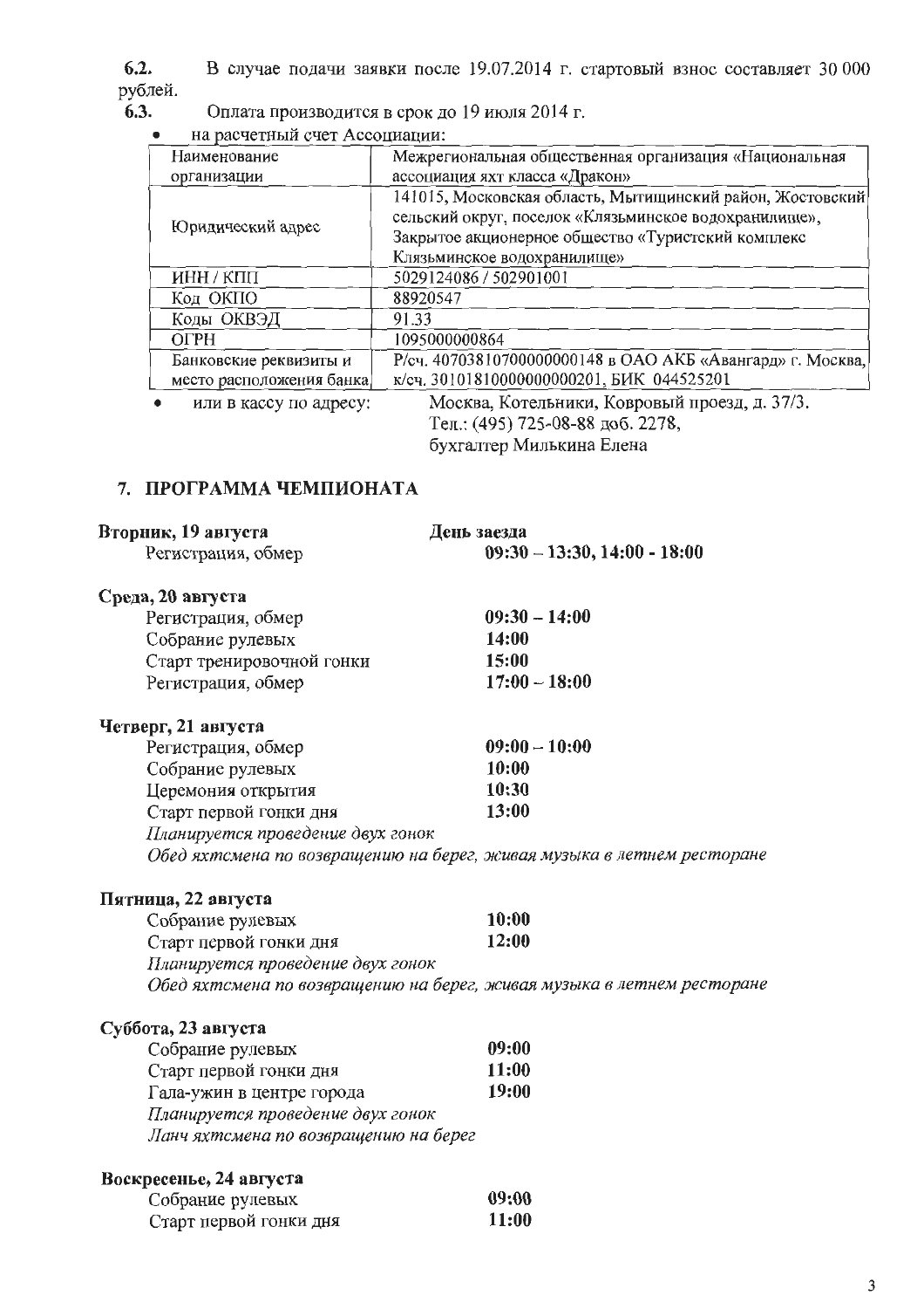**6.2.** В случае подачи заявки после 19.07.2014 г. стартовый взнос составляет 30 000 рублей.

**6.3.** Оплата производится в срок до 19 июля 2014 г.

- на расчетный счет Ассоциации:

| Наименование организации | Межрегиональная общественная организация «Национальная ассоциация яхт класса «Дракон» |
|---|---|
| Юридический адрес | 141015, Московская область, Мытищинский район, Жостовский сельский округ, поселок «Клязьминское водохранилище», Закрытое акционерное общество «Туристский комплекс Клязьминское водохранилище» |
| ИНН / КПП | 5029124086 / 502901001 |
| Код ОКПО | 88920547 |
| Коды ОКВЭД | 91.33 |
| ОГРН | 1095000000864 |
| Банковские реквизиты и место расположения банка | Р/сч. 40703810700000000148 в ОАО АКБ «Авангард» г. Москва, к/сч. 30101810000000000201, БИК 044525201 |

- или в кассу по адресу: Москва, Котельники, Ковровый проезд, д. 37/3.
  Тел.: (495) 725-08-88 доб. 2278,
  бухгалтер Милькина Елена

## 7. ПРОГРАММА ЧЕМПИОНАТА

**Вторник, 19 августа** — **День заезда**

Регистрация, обмер — **09:30 – 13:30, 14:00 - 18:00**

**Среда, 20 августа**

Регистрация, обмер — **09:30 – 14:00**
Собрание рулевых — **14:00**
Старт тренировочной гонки — **15:00**
Регистрация, обмер — **17:00 – 18:00**

**Четверг, 21 августа**

Регистрация, обмер — **09:00 – 10:00**
Собрание рулевых — **10:00**
Церемония открытия — **10:30**
Старт первой гонки дня — **13:00**
*Планируется проведение двух гонок*
*Обед яхтсмена по возвращению на берег, живая музыка в летнем ресторане*

**Пятница, 22 августа**

Собрание рулевых — **10:00**
Старт первой гонки дня — **12:00**
*Планируется проведение двух гонок*
*Обед яхтсмена по возвращению на берег, живая музыка в летнем ресторане*

**Суббота, 23 августа**

Собрание рулевых — **09:00**
Старт первой гонки дня — **11:00**
Гала-ужин в центре города — **19:00**
*Планируется проведение двух гонок*
*Ланч яхтсмена по возвращению на берег*

**Воскресенье, 24 августа**

Собрание рулевых — **09:00**
Старт первой гонки дня — **11:00**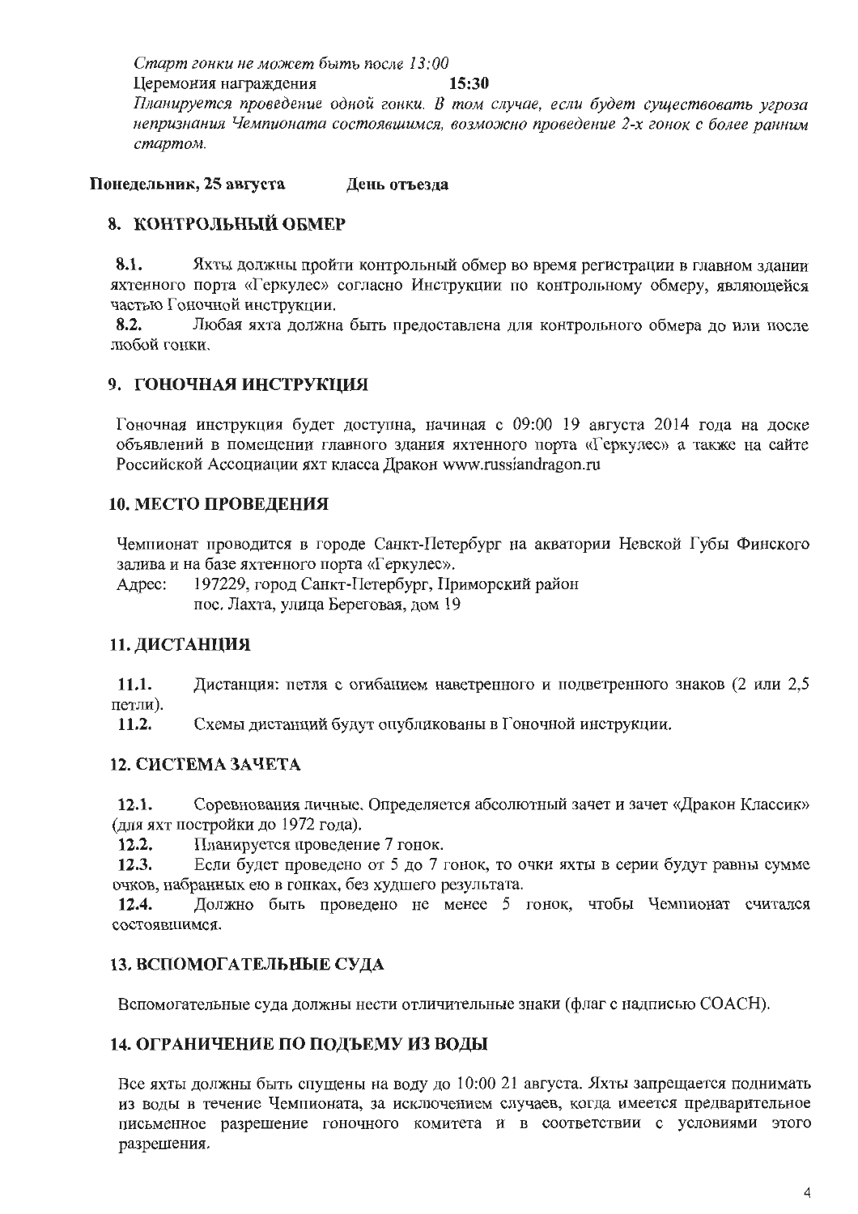*Старт гонки не может быть после 13:00*

Церемония награждения **15:30**

*Планируется проведение одной гонки. В том случае, если будет существовать угроза непризнания Чемпионата состоявшимся, возможно проведение 2-х гонок с более ранним стартом.*

**Понедельник, 25 августа** **День отъезда**

## 8. КОНТРОЛЬНЫЙ ОБМЕР

**8.1.** Яхты должны пройти контрольный обмер во время регистрации в главном здании яхтенного порта «Геркулес» согласно Инструкции по контрольному обмеру, являющейся частью Гоночной инструкции.

**8.2.** Любая яхта должна быть предоставлена для контрольного обмера до или после любой гонки.

## 9. ГОНОЧНАЯ ИНСТРУКЦИЯ

Гоночная инструкция будет доступна, начиная с 09:00 19 августа 2014 года на доске объявлений в помещении главного здания яхтенного порта «Геркулес» а также на сайте Российской Ассоциации яхт класса Дракон www.russiandragon.ru

## 10. МЕСТО ПРОВЕДЕНИЯ

Чемпионат проводится в городе Санкт-Петербург на акватории Невской Губы Финского залива и на базе яхтенного порта «Геркулес».

Адрес: 197229, город Санкт-Петербург, Приморский район
пос. Лахта, улица Береговая, дом 19

## 11. ДИСТАНЦИЯ

**11.1.** Дистанция: петля с огибанием наветренного и подветренного знаков (2 или 2,5 петли).

**11.2.** Схемы дистанций будут опубликованы в Гоночной инструкции.

## 12. СИСТЕМА ЗАЧЕТА

**12.1.** Соревнования личные. Определяется абсолютный зачет и зачет «Дракон Классик» (для яхт постройки до 1972 года).

**12.2.** Планируется проведение 7 гонок.

**12.3.** Если будет проведено от 5 до 7 гонок, то очки яхты в серии будут равны сумме очков, набранных ею в гонках, без худшего результата.

**12.4.** Должно быть проведено не менее 5 гонок, чтобы Чемпионат считался состоявшимся.

## 13. ВСПОМОГАТЕЛЬНЫЕ СУДА

Вспомогательные суда должны нести отличительные знаки (флаг с надписью COACH).

## 14. ОГРАНИЧЕНИЕ ПО ПОДЪЕМУ ИЗ ВОДЫ

Все яхты должны быть спущены на воду до 10:00 21 августа. Яхты запрещается поднимать из воды в течение Чемпионата, за исключением случаев, когда имеется предварительное письменное разрешение гоночного комитета и в соответствии с условиями этого разрешения.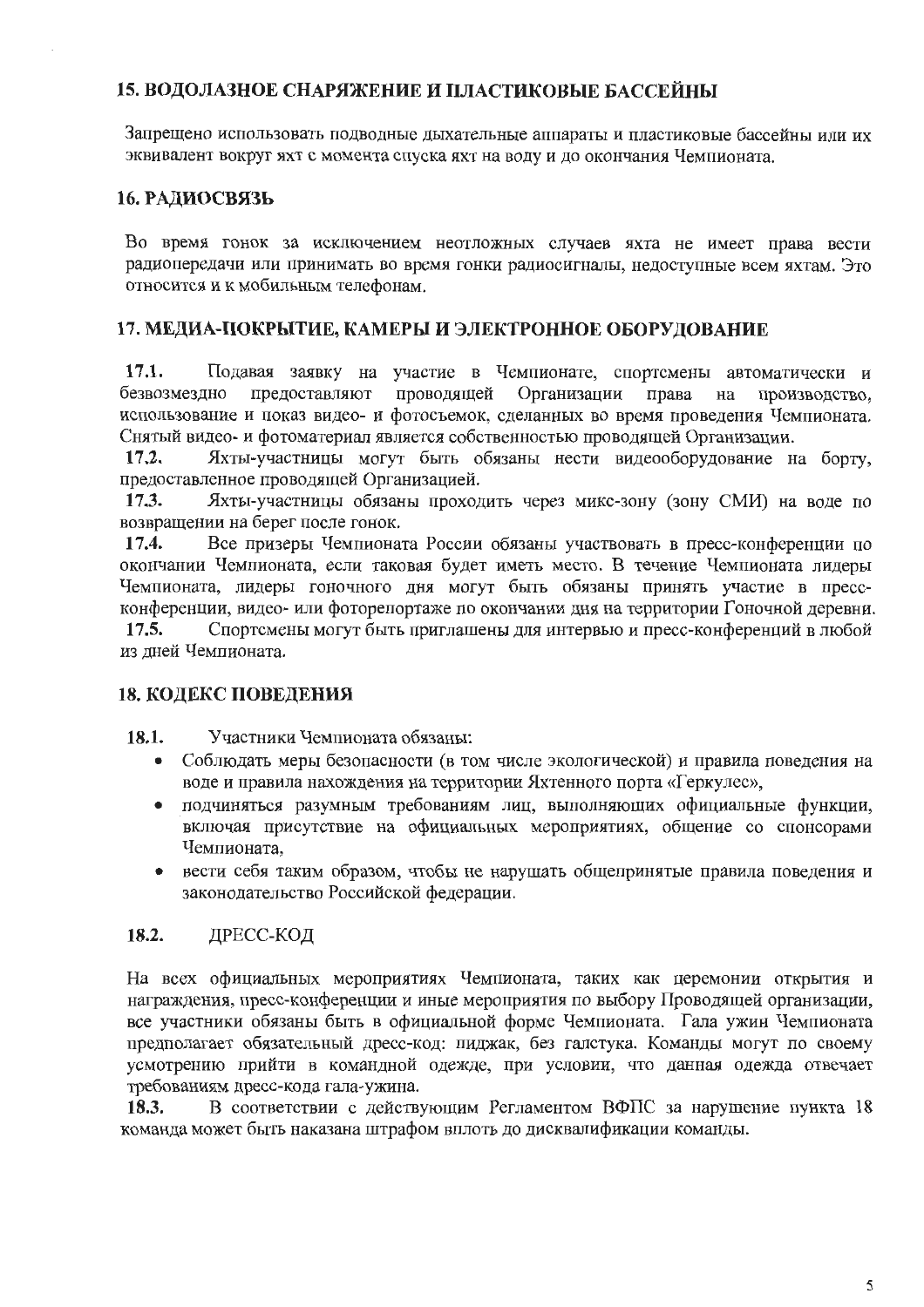## 15. ВОДОЛАЗНОЕ СНАРЯЖЕНИЕ И ПЛАСТИКОВЫЕ БАССЕЙНЫ

Запрещено использовать подводные дыхательные аппараты и пластиковые бассейны или их эквивалент вокруг яхт с момента спуска яхт на воду и до окончания Чемпионата.

## 16. РАДИОСВЯЗЬ

Во время гонок за исключением неотложных случаев яхта не имеет права вести радиопередачи или принимать во время гонки радиосигналы, недоступные всем яхтам. Это относится и к мобильным телефонам.

## 17. МЕДИА-ПОКРЫТИЕ, КАМЕРЫ И ЭЛЕКТРОННОЕ ОБОРУДОВАНИЕ

**17.1.** Подавая заявку на участие в Чемпионате, спортсмены автоматически и безвозмездно предоставляют проводящей Организации права на производство, использование и показ видео- и фотосъемок, сделанных во время проведения Чемпионата. Снятый видео- и фотоматериал является собственностью проводящей Организации.

**17.2.** Яхты-участницы могут быть обязаны нести видеооборудование на борту, предоставленное проводящей Организацией.

**17.3.** Яхты-участницы обязаны проходить через микс-зону (зону СМИ) на воде по возвращении на берег после гонок.

**17.4.** Все призеры Чемпионата России обязаны участвовать в пресс-конференции по окончании Чемпионата, если таковая будет иметь место. В течение Чемпионата лидеры Чемпионата, лидеры гоночного дня могут быть обязаны принять участие в пресс-конференции, видео- или фоторепортаже по окончании дня на территории Гоночной деревни.

**17.5.** Спортсмены могут быть приглашены для интервью и пресс-конференций в любой из дней Чемпионата.

## 18. КОДЕКС ПОВЕДЕНИЯ

**18.1.** Участники Чемпионата обязаны:

- Соблюдать меры безопасности (в том числе экологической) и правила поведения на воде и правила нахождения на территории Яхтенного порта «Геркулес»,
- подчиняться разумным требованиям лиц, выполняющих официальные функции, включая присутствие на официальных мероприятиях, общение со спонсорами Чемпионата,
- вести себя таким образом, чтобы не нарушать общепринятые правила поведения и законодательство Российской федерации.

**18.2.** ДРЕСС-КОД

На всех официальных мероприятиях Чемпионата, таких как церемонии открытия и награждения, пресс-конференции и иные мероприятия по выбору Проводящей организации, все участники обязаны быть в официальной форме Чемпионата. Гала ужин Чемпионата предполагает обязательный дресс-код: пиджак, без галстука. Команды могут по своему усмотрению прийти в командной одежде, при условии, что данная одежда отвечает требованиям дресс-кода гала-ужина.

**18.3.** В соответствии с действующим Регламентом ВФПС за нарушение пункта 18 команда может быть наказана штрафом вплоть до дисквалификации команды.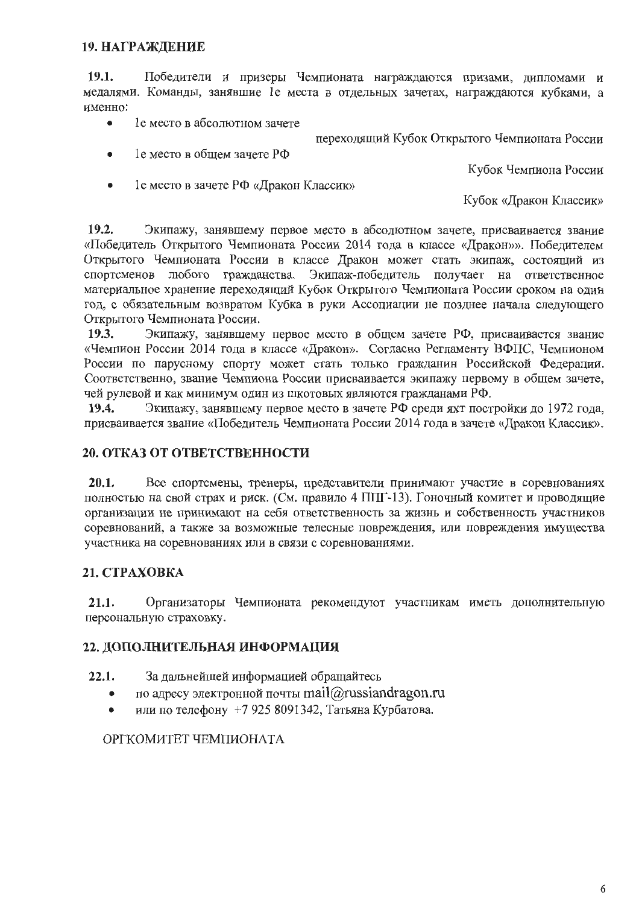## 19. НАГРАЖДЕНИЕ

**19.1.** Победители и призеры Чемпионата награждаются призами, дипломами и медалями. Команды, занявшие 1е места в отдельных зачетах, награждаются кубками, а именно:

- 1е место в абсолютном зачете — переходящий Кубок Открытого Чемпионата России
- 1е место в общем зачете РФ — Кубок Чемпиона России
- 1е место в зачете РФ «Дракон Классик» — Кубок «Дракон Классик»

**19.2.** Экипажу, занявшему первое место в абсолютном зачете, присваивается звание «Победитель Открытого Чемпионата России 2014 года в классе «Дракон»». Победителем Открытого Чемпионата России в классе Дракон может стать экипаж, состоящий из спортсменов любого гражданства. Экипаж-победитель получает на ответственное материальное хранение переходящий Кубок Открытого Чемпионата России сроком на один год, с обязательным возвратом Кубка в руки Ассоциации не позднее начала следующего Открытого Чемпионата России.

**19.3.** Экипажу, занявшему первое место в общем зачете РФ, присваивается звание «Чемпион России 2014 года в классе «Дракон». Согласно Регламенту ВФПС, Чемпионом России по парусному спорту может стать только гражданин Российской Федерации. Соответственно, звание Чемпиона России присваивается экипажу первому в общем зачете, чей рулевой и как минимум один из шкотовых являются гражданами РФ.

**19.4.** Экипажу, занявшему первое место в зачете РФ среди яхт постройки до 1972 года, присваивается звание «Победитель Чемпионата России 2014 года в зачете «Дракон Классик».

## 20. ОТКАЗ ОТ ОТВЕТСТВЕННОСТИ

**20.1.** Все спортсмены, тренеры, представители принимают участие в соревнованиях полностью на свой страх и риск. (См. правило 4 ППГ-13). Гоночный комитет и проводящие организации не принимают на себя ответственность за жизнь и собственность участников соревнований, а также за возможные телесные повреждения, или повреждения имущества участника на соревнованиях или в связи с соревнованиями.

## 21. СТРАХОВКА

**21.1.** Организаторы Чемпионата рекомендуют участникам иметь дополнительную персональную страховку.

## 22. ДОПОЛНИТЕЛЬНАЯ ИНФОРМАЦИЯ

**22.1.** За дальнейшей информацией обращайтесь

- по адресу электронной почты mail@russiandragon.ru
- или по телефону +7 925 8091342, Татьяна Курбатова.

ОРГКОМИТЕТ ЧЕМПИОНАТА